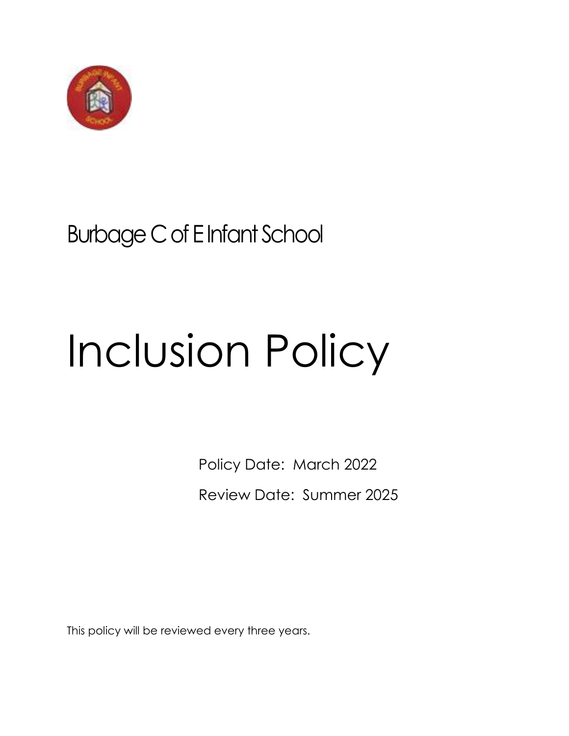Burbage C of E Infant School

# Inclusion Policy

Policy Date: March 2022

Review Date: Summer 2025

This policy will be reviewed every three years.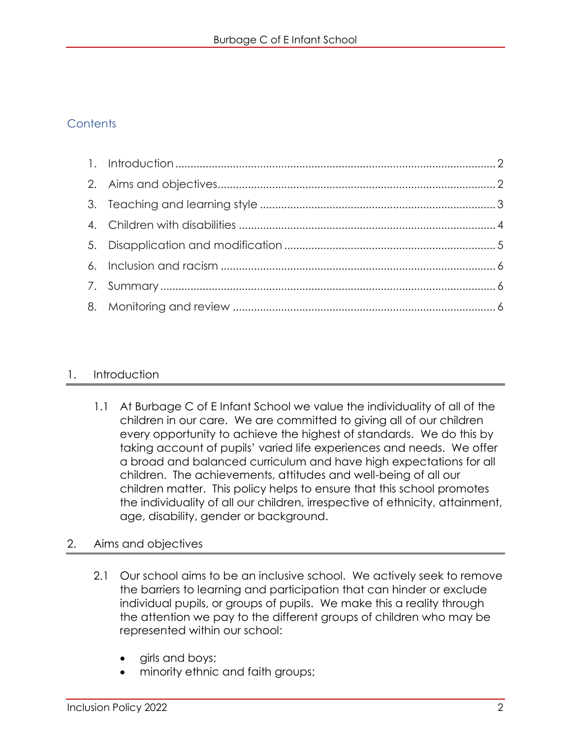## Contents

1. Introduction ........ 2
2. Aims and objectives ........ 2
3. Teaching and learning style ........ 3
4. Children with disabilities ........ 4
5. Disapplication and modification ........ 5
6. Inclusion and racism ........ 6
7. Summary ........ 6
8. Monitoring and review ........ 6

## 1. Introduction

1.1 At Burbage C of E Infant School we value the individuality of all of the children in our care. We are committed to giving all of our children every opportunity to achieve the highest of standards. We do this by taking account of pupils' varied life experiences and needs. We offer a broad and balanced curriculum and have high expectations for all children. The achievements, attitudes and well-being of all our children matter. This policy helps to ensure that this school promotes the individuality of all our children, irrespective of ethnicity, attainment, age, disability, gender or background.

## 2. Aims and objectives

2.1 Our school aims to be an inclusive school. We actively seek to remove the barriers to learning and participation that can hinder or exclude individual pupils, or groups of pupils. We make this a reality through the attention we pay to the different groups of children who may be represented within our school:

- girls and boys;
- minority ethnic and faith groups;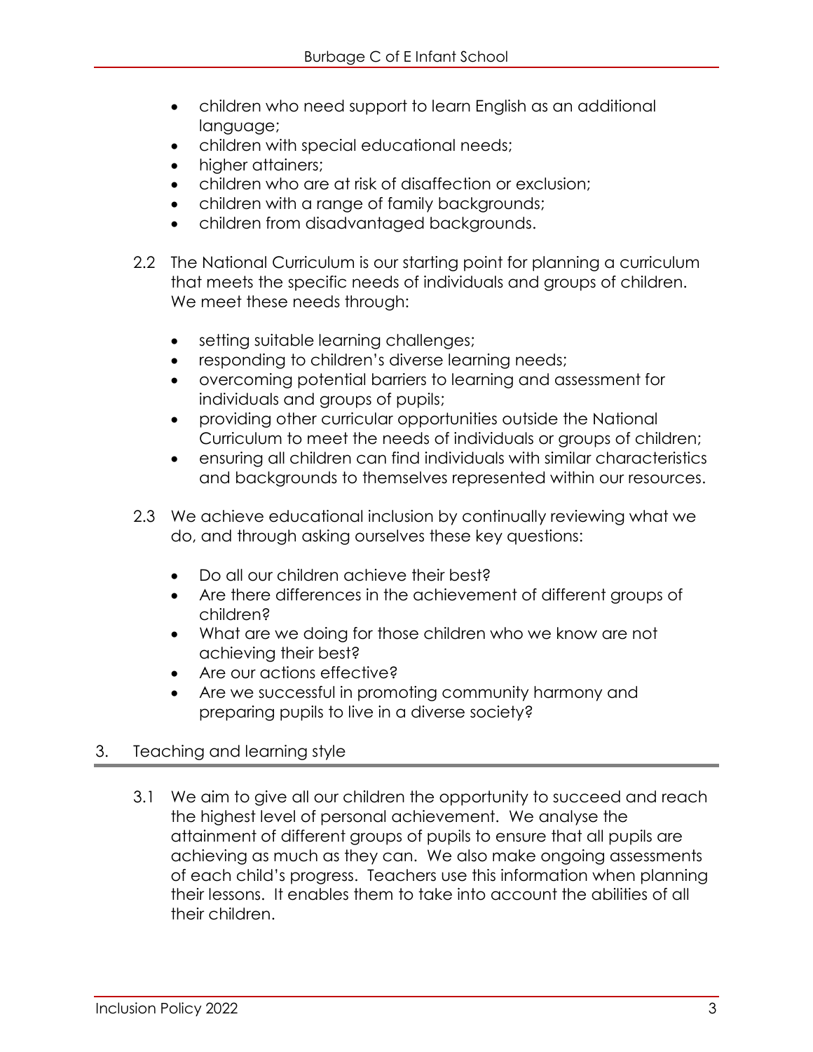- children who need support to learn English as an additional language;
- children with special educational needs;
- higher attainers;
- children who are at risk of disaffection or exclusion;
- children with a range of family backgrounds;
- children from disadvantaged backgrounds.

2.2 The National Curriculum is our starting point for planning a curriculum that meets the specific needs of individuals and groups of children. We meet these needs through:

- setting suitable learning challenges;
- responding to children's diverse learning needs;
- overcoming potential barriers to learning and assessment for individuals and groups of pupils;
- providing other curricular opportunities outside the National Curriculum to meet the needs of individuals or groups of children;
- ensuring all children can find individuals with similar characteristics and backgrounds to themselves represented within our resources.

2.3 We achieve educational inclusion by continually reviewing what we do, and through asking ourselves these key questions:

- Do all our children achieve their best?
- Are there differences in the achievement of different groups of children?
- What are we doing for those children who we know are not achieving their best?
- Are our actions effective?
- Are we successful in promoting community harmony and preparing pupils to live in a diverse society?

## 3. Teaching and learning style

3.1 We aim to give all our children the opportunity to succeed and reach the highest level of personal achievement. We analyse the attainment of different groups of pupils to ensure that all pupils are achieving as much as they can. We also make ongoing assessments of each child's progress. Teachers use this information when planning their lessons. It enables them to take into account the abilities of all their children.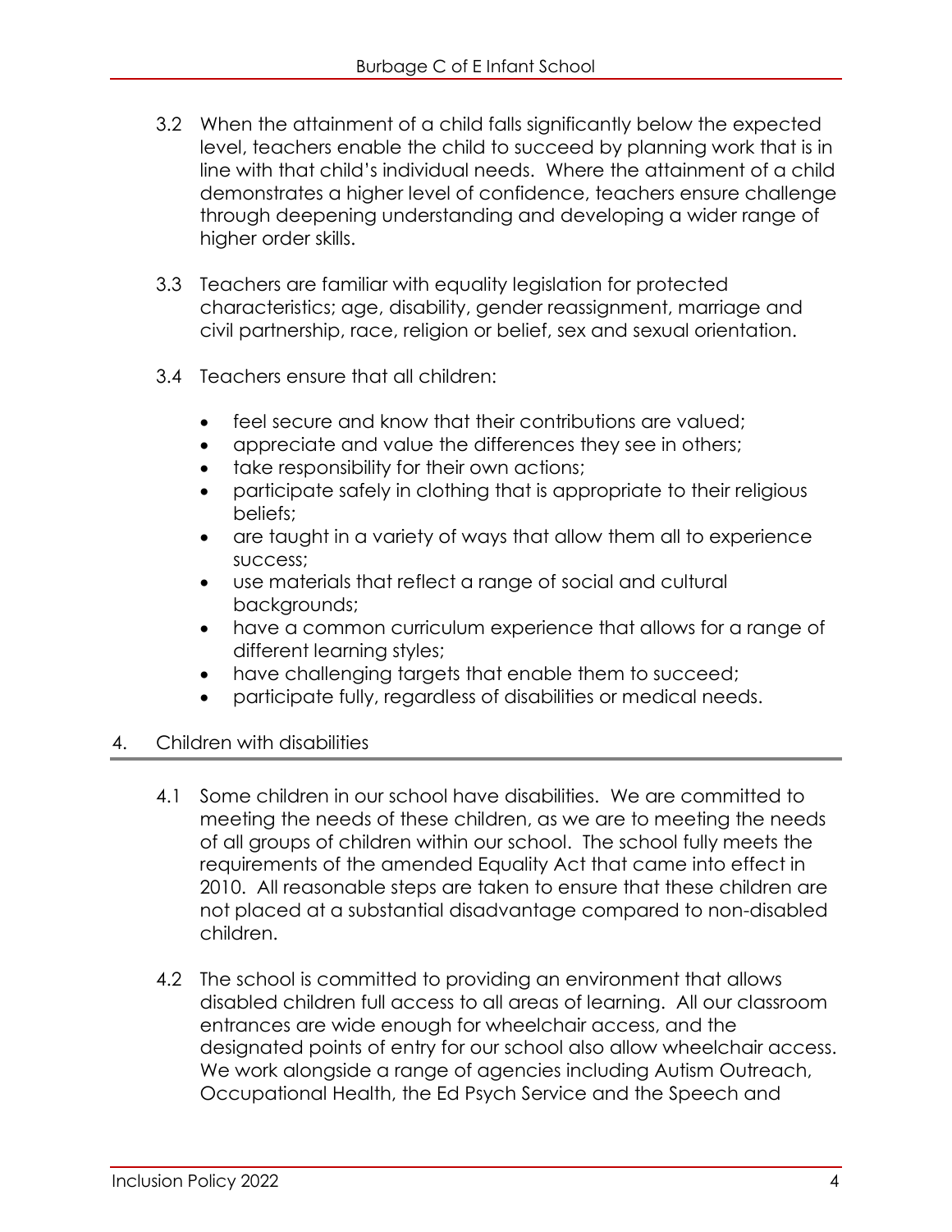3.2 When the attainment of a child falls significantly below the expected level, teachers enable the child to succeed by planning work that is in line with that child's individual needs. Where the attainment of a child demonstrates a higher level of confidence, teachers ensure challenge through deepening understanding and developing a wider range of higher order skills.

3.3 Teachers are familiar with equality legislation for protected characteristics; age, disability, gender reassignment, marriage and civil partnership, race, religion or belief, sex and sexual orientation.

3.4 Teachers ensure that all children:

- feel secure and know that their contributions are valued;
- appreciate and value the differences they see in others;
- take responsibility for their own actions;
- participate safely in clothing that is appropriate to their religious beliefs;
- are taught in a variety of ways that allow them all to experience success;
- use materials that reflect a range of social and cultural backgrounds;
- have a common curriculum experience that allows for a range of different learning styles;
- have challenging targets that enable them to succeed;
- participate fully, regardless of disabilities or medical needs.

## 4. Children with disabilities

4.1 Some children in our school have disabilities. We are committed to meeting the needs of these children, as we are to meeting the needs of all groups of children within our school. The school fully meets the requirements of the amended Equality Act that came into effect in 2010. All reasonable steps are taken to ensure that these children are not placed at a substantial disadvantage compared to non-disabled children.

4.2 The school is committed to providing an environment that allows disabled children full access to all areas of learning. All our classroom entrances are wide enough for wheelchair access, and the designated points of entry for our school also allow wheelchair access. We work alongside a range of agencies including Autism Outreach, Occupational Health, the Ed Psych Service and the Speech and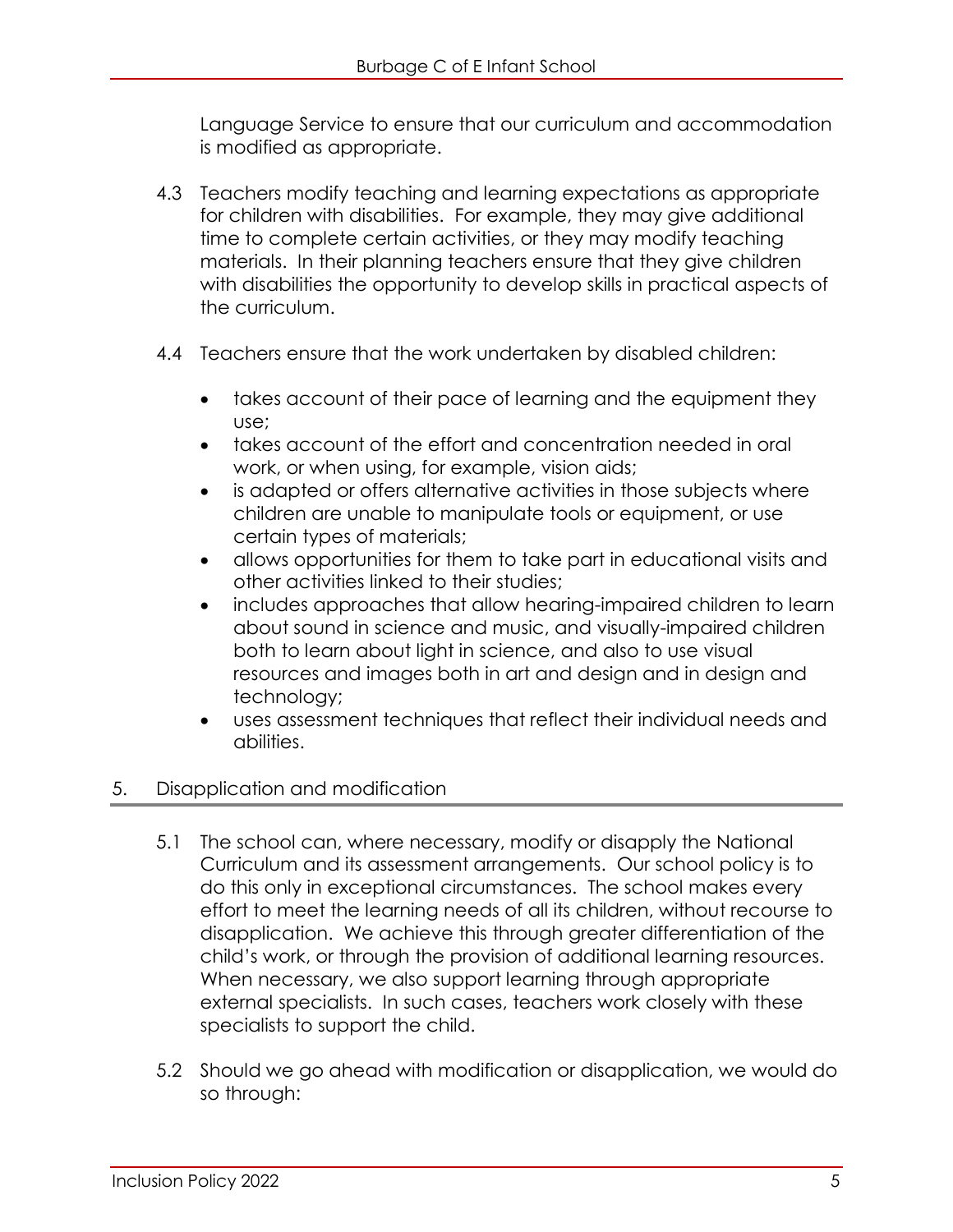Language Service to ensure that our curriculum and accommodation is modified as appropriate.

4.3 Teachers modify teaching and learning expectations as appropriate for children with disabilities. For example, they may give additional time to complete certain activities, or they may modify teaching materials. In their planning teachers ensure that they give children with disabilities the opportunity to develop skills in practical aspects of the curriculum.

4.4 Teachers ensure that the work undertaken by disabled children:

- takes account of their pace of learning and the equipment they use;
- takes account of the effort and concentration needed in oral work, or when using, for example, vision aids;
- is adapted or offers alternative activities in those subjects where children are unable to manipulate tools or equipment, or use certain types of materials;
- allows opportunities for them to take part in educational visits and other activities linked to their studies;
- includes approaches that allow hearing-impaired children to learn about sound in science and music, and visually-impaired children both to learn about light in science, and also to use visual resources and images both in art and design and in design and technology;
- uses assessment techniques that reflect their individual needs and abilities.

## 5. Disapplication and modification

5.1 The school can, where necessary, modify or disapply the National Curriculum and its assessment arrangements. Our school policy is to do this only in exceptional circumstances. The school makes every effort to meet the learning needs of all its children, without recourse to disapplication. We achieve this through greater differentiation of the child's work, or through the provision of additional learning resources. When necessary, we also support learning through appropriate external specialists. In such cases, teachers work closely with these specialists to support the child.

5.2 Should we go ahead with modification or disapplication, we would do so through: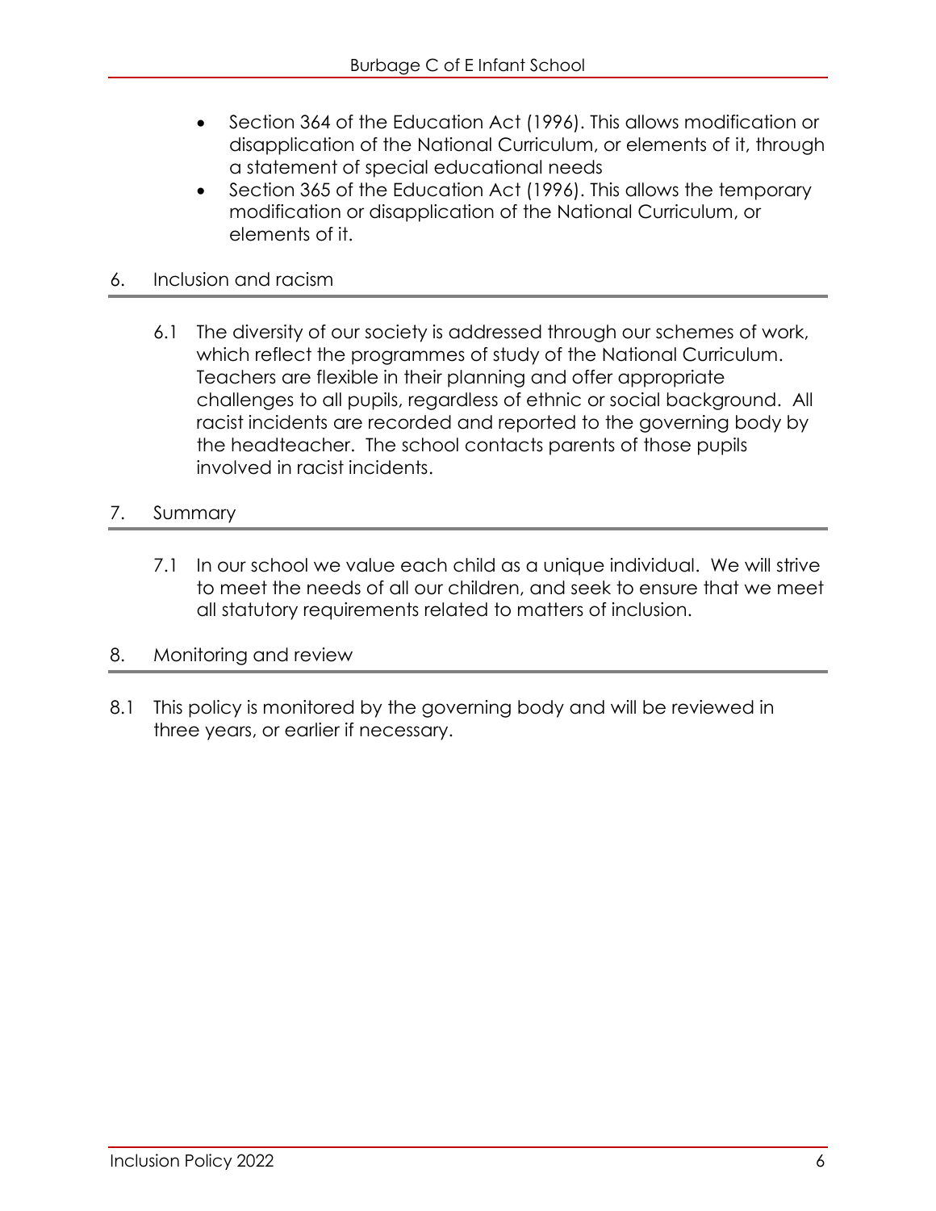- Section 364 of the Education Act (1996). This allows modification or disapplication of the National Curriculum, or elements of it, through a statement of special educational needs
- Section 365 of the Education Act (1996). This allows the temporary modification or disapplication of the National Curriculum, or elements of it.

## 6. Inclusion and racism

6.1 The diversity of our society is addressed through our schemes of work, which reflect the programmes of study of the National Curriculum. Teachers are flexible in their planning and offer appropriate challenges to all pupils, regardless of ethnic or social background. All racist incidents are recorded and reported to the governing body by the headteacher. The school contacts parents of those pupils involved in racist incidents.

## 7. Summary

7.1 In our school we value each child as a unique individual. We will strive to meet the needs of all our children, and seek to ensure that we meet all statutory requirements related to matters of inclusion.

## 8. Monitoring and review

8.1 This policy is monitored by the governing body and will be reviewed in three years, or earlier if necessary.